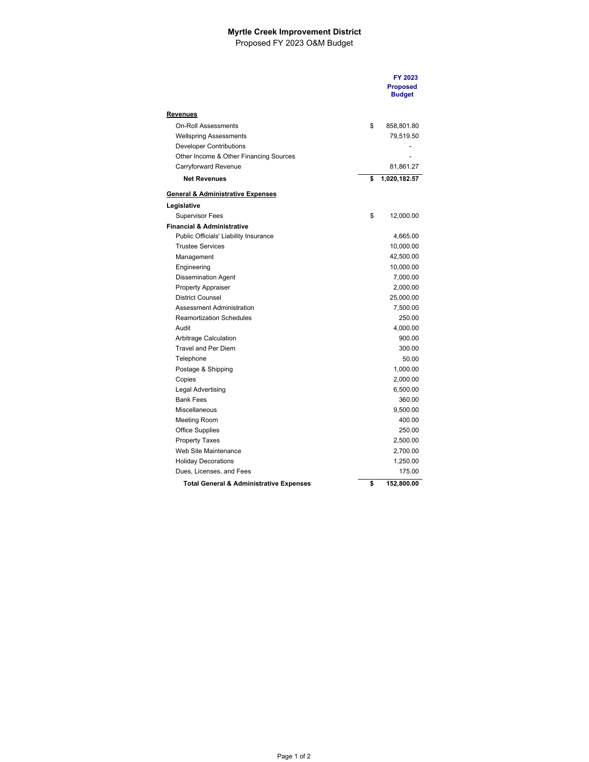# Myrtle Creek Improvement District

Proposed FY 2023 O&M Budget

| | FY 2023 Proposed Budget |
|---|---|
| **Revenues** | |
| On-Roll Assessments | $ 858,801.80 |
| Wellspring Assessments | 79,519.50 |
| Developer Contributions | - |
| Other Income & Other Financing Sources | - |
| Carryforward Revenue | 81,861.27 |
| **Net Revenues** | **$ 1,020,182.57** |
| **General & Administrative Expenses** | |
| **Legislative** | |
| Supervisor Fees | $ 12,000.00 |
| **Financial & Administrative** | |
| Public Officials' Liability Insurance | 4,665.00 |
| Trustee Services | 10,000.00 |
| Management | 42,500.00 |
| Engineering | 10,000.00 |
| Dissemination Agent | 7,000.00 |
| Property Appraiser | 2,000.00 |
| District Counsel | 25,000.00 |
| Assessment Administration | 7,500.00 |
| Reamortization Schedules | 250.00 |
| Audit | 4,000.00 |
| Arbitrage Calculation | 900.00 |
| Travel and Per Diem | 300.00 |
| Telephone | 50.00 |
| Postage & Shipping | 1,000.00 |
| Copies | 2,000.00 |
| Legal Advertising | 6,500.00 |
| Bank Fees | 360.00 |
| Miscellaneous | 9,500.00 |
| Meeting Room | 400.00 |
| Office Supplies | 250.00 |
| Property Taxes | 2,500.00 |
| Web Site Maintenance | 2,700.00 |
| Holiday Decorations | 1,250.00 |
| Dues, Licenses, and Fees | 175.00 |
| **Total General & Administrative Expenses** | **$ 152,800.00** |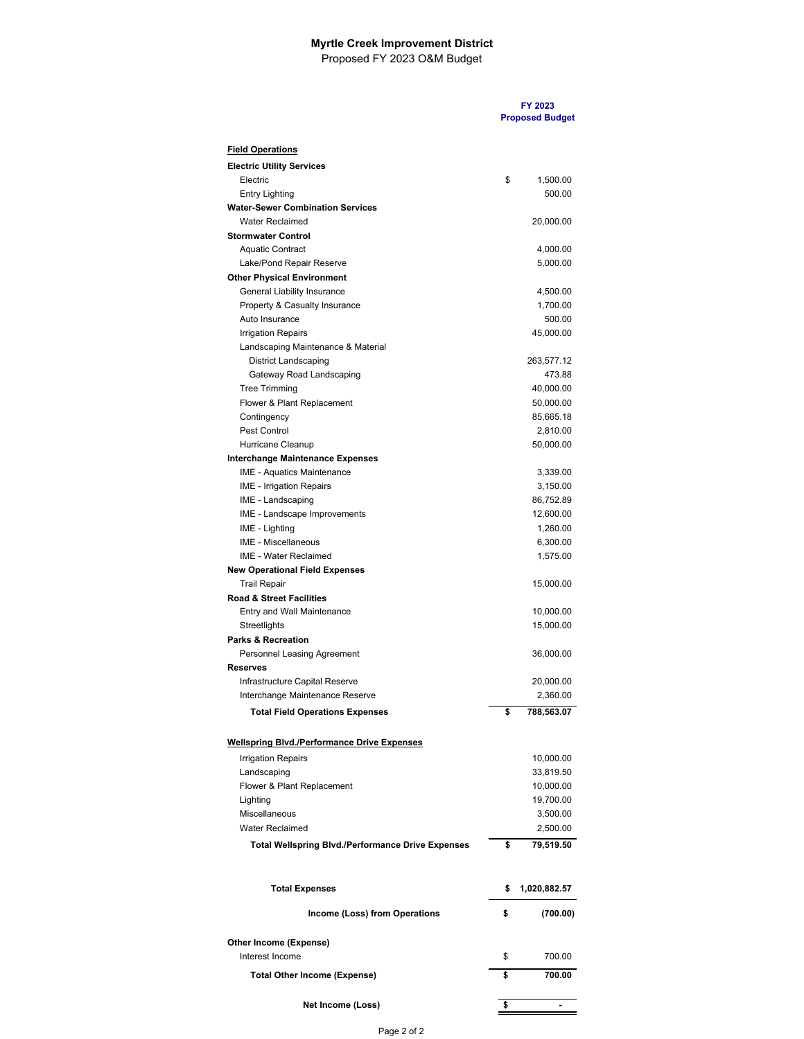**Myrtle Creek Improvement District**

Proposed FY 2023 O&M Budget

| | FY 2023 Proposed Budget |
|---|---|
| **Field Operations** | |
| **Electric Utility Services** | |
| Electric | $ 1,500.00 |
| Entry Lighting | 500.00 |
| **Water-Sewer Combination Services** | |
| Water Reclaimed | 20,000.00 |
| **Stormwater Control** | |
| Aquatic Contract | 4,000.00 |
| Lake/Pond Repair Reserve | 5,000.00 |
| **Other Physical Environment** | |
| General Liability Insurance | 4,500.00 |
| Property & Casualty Insurance | 1,700.00 |
| Auto Insurance | 500.00 |
| Irrigation Repairs | 45,000.00 |
| Landscaping Maintenance & Material | |
| District Landscaping | 263,577.12 |
| Gateway Road Landscaping | 473.88 |
| Tree Trimming | 40,000.00 |
| Flower & Plant Replacement | 50,000.00 |
| Contingency | 85,665.18 |
| Pest Control | 2,810.00 |
| Hurricane Cleanup | 50,000.00 |
| **Interchange Maintenance Expenses** | |
| IME - Aquatics Maintenance | 3,339.00 |
| IME - Irrigation Repairs | 3,150.00 |
| IME - Landscaping | 86,752.89 |
| IME - Landscape Improvements | 12,600.00 |
| IME - Lighting | 1,260.00 |
| IME - Miscellaneous | 6,300.00 |
| IME - Water Reclaimed | 1,575.00 |
| **New Operational Field Expenses** | |
| Trail Repair | 15,000.00 |
| **Road & Street Facilities** | |
| Entry and Wall Maintenance | 10,000.00 |
| Streetlights | 15,000.00 |
| **Parks & Recreation** | |
| Personnel Leasing Agreement | 36,000.00 |
| **Reserves** | |
| Infrastructure Capital Reserve | 20,000.00 |
| Interchange Maintenance Reserve | 2,360.00 |
| **Total Field Operations Expenses** | **$ 788,563.07** |
| | |
| **Wellspring Blvd./Performance Drive Expenses** | |
| Irrigation Repairs | 10,000.00 |
| Landscaping | 33,819.50 |
| Flower & Plant Replacement | 10,000.00 |
| Lighting | 19,700.00 |
| Miscellaneous | 3,500.00 |
| Water Reclaimed | 2,500.00 |
| **Total Wellspring Blvd./Performance Drive Expenses** | **$ 79,519.50** |
| | |
| **Total Expenses** | **$ 1,020,882.57** |
| **Income (Loss) from Operations** | **$ (700.00)** |
| | |
| **Other Income (Expense)** | |
| Interest Income | $ 700.00 |
| **Total Other Income (Expense)** | **$ 700.00** |
| | |
| **Net Income (Loss)** | **$ -** |